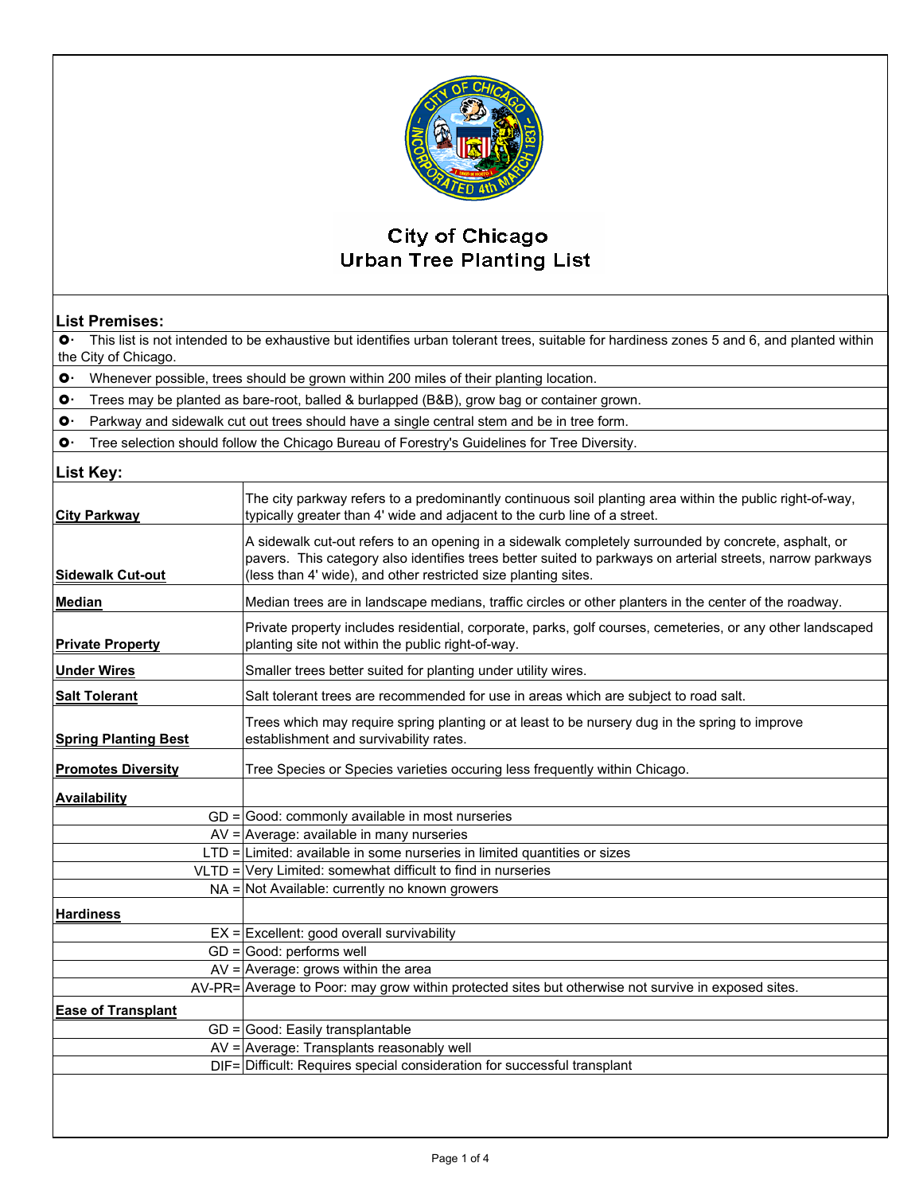# City of Chicago
# Urban Tree Planting List

## List Premises:

- This list is not intended to be exhaustive but identifies urban tolerant trees, suitable for hardiness zones 5 and 6, and planted within the City of Chicago.
- Whenever possible, trees should be grown within 200 miles of their planting location.
- Trees may be planted as bare-root, balled & burlapped (B&B), grow bag or container grown.
- Parkway and sidewalk cut out trees should have a single central stem and be in tree form.
- Tree selection should follow the Chicago Bureau of Forestry's Guidelines for Tree Diversity.

## List Key:

| Term | Definition |
|---|---|
| **City Parkway** | The city parkway refers to a predominantly continuous soil planting area within the public right-of-way, typically greater than 4' wide and adjacent to the curb line of a street. |
| **Sidewalk Cut-out** | A sidewalk cut-out refers to an opening in a sidewalk completely surrounded by concrete, asphalt, or pavers. This category also identifies trees better suited to parkways on arterial streets, narrow parkways (less than 4' wide), and other restricted size planting sites. |
| **Median** | Median trees are in landscape medians, traffic circles or other planters in the center of the roadway. |
| **Private Property** | Private property includes residential, corporate, parks, golf courses, cemeteries, or any other landscaped planting site not within the public right-of-way. |
| **Under Wires** | Smaller trees better suited for planting under utility wires. |
| **Salt Tolerant** | Salt tolerant trees are recommended for use in areas which are subject to road salt. |
| **Spring Planting Best** | Trees which may require spring planting or at least to be nursery dug in the spring to improve establishment and survivability rates. |
| **Promotes Diversity** | Tree Species or Species varieties occuring less frequently within Chicago. |
| **Availability** | |
| GD = | Good: commonly available in most nurseries |
| AV = | Average: available in many nurseries |
| LTD = | Limited: available in some nurseries in limited quantities or sizes |
| VLTD = | Very Limited: somewhat difficult to find in nurseries |
| NA = | Not Available: currently no known growers |
| **Hardiness** | |
| EX = | Excellent: good overall survivability |
| GD = | Good: performs well |
| AV = | Average: grows within the area |
| AV-PR= | Average to Poor: may grow within protected sites but otherwise not survive in exposed sites. |
| **Ease of Transplant** | |
| GD = | Good: Easily transplantable |
| AV = | Average: Transplants reasonably well |
| DIF= | Difficult: Requires special consideration for successful transplant |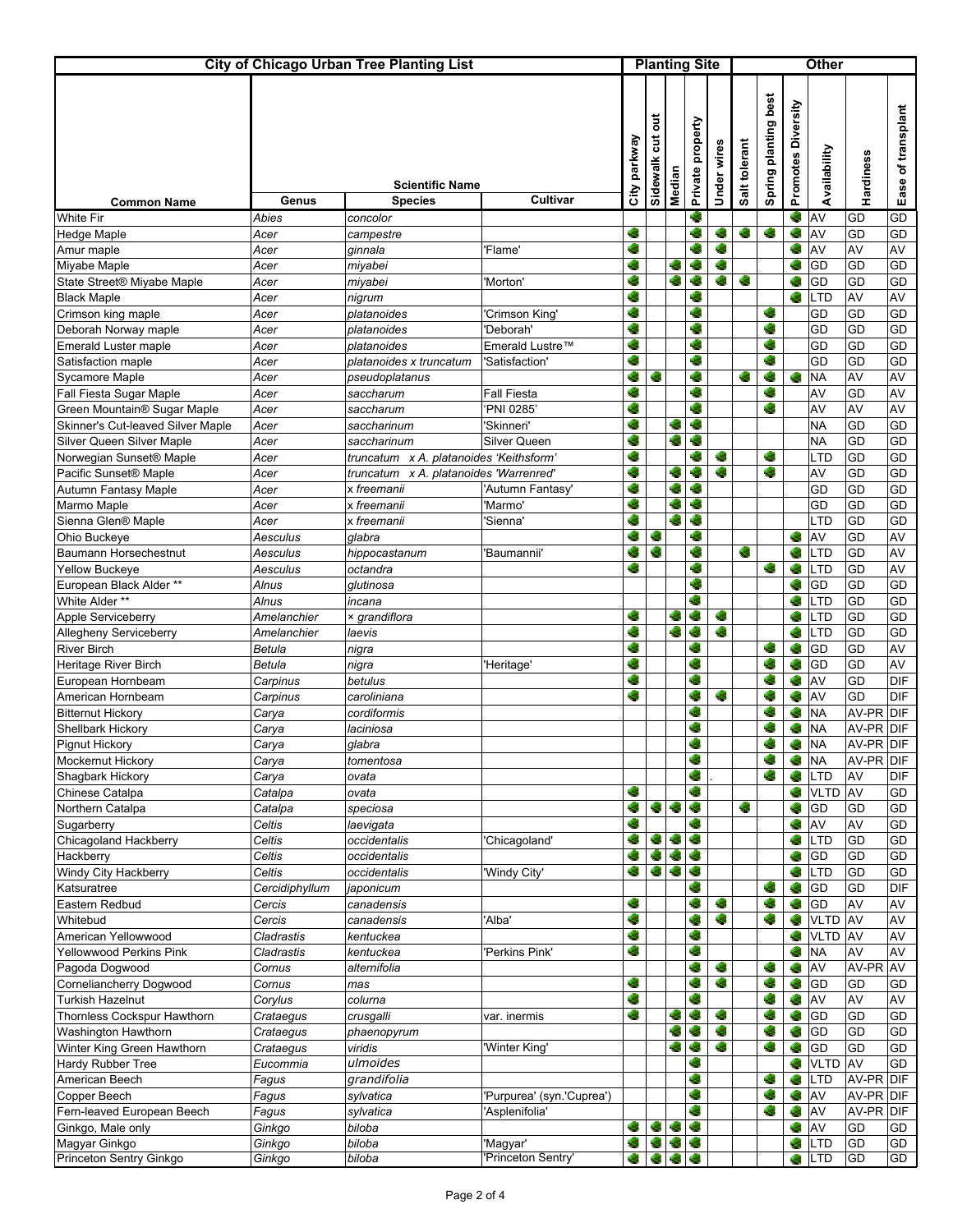| City of Chicago Urban Tree Planting List | | | | Planting Site | | | | | Other | | | | | |
|---|---|---|---|---|---|---|---|---|---|---|---|---|---|---|
| | Scientific Name | | | | | | | | | | | | | |
| Common Name | Genus | Species | Cultivar | City parkway | Sidewalk cut out | Median | Private property | Under wires | Salt tolerant | Spring planting best | Promotes Diversity | Availability | Hardiness | Ease of transplant |
| White Fir | *Abies* | *concolor* | | | | | ✓ | | | | ✓ | AV | GD | GD |
| Hedge Maple | *Acer* | *campestre* | | ✓ | | | ✓ | ✓ | ✓ | ✓ | ✓ | AV | GD | GD |
| Amur maple | *Acer* | *ginnala* | 'Flame' | ✓ | | | ✓ | ✓ | | | ✓ | AV | AV | AV |
| Miyabe Maple | *Acer* | *miyabei* | | ✓ | | ✓ | ✓ | ✓ | | | ✓ | GD | GD | GD |
| State Street® Miyabe Maple | *Acer* | *miyabei* | 'Morton' | ✓ | | ✓ | ✓ | ✓ | ✓ | | ✓ | GD | GD | GD |
| Black Maple | *Acer* | *nigrum* | | ✓ | | | ✓ | | | | ✓ | LTD | AV | AV |
| Crimson king maple | *Acer* | *platanoides* | 'Crimson King' | ✓ | | | ✓ | | | ✓ | | GD | GD | GD |
| Deborah Norway maple | *Acer* | *platanoides* | 'Deborah' | ✓ | | | ✓ | | | ✓ | | GD | GD | GD |
| Emerald Luster maple | *Acer* | *platanoides* | Emerald Lustre™ | ✓ | | | ✓ | | | ✓ | | GD | GD | GD |
| Satisfaction maple | *Acer* | *platanoides x truncatum* | 'Satisfaction' | ✓ | | | ✓ | | | ✓ | | GD | GD | GD |
| Sycamore Maple | *Acer* | *pseudoplatanus* | | ✓ | ✓ | | ✓ | | ✓ | ✓ | ✓ | NA | AV | AV |
| Fall Fiesta Sugar Maple | *Acer* | *saccharum* | Fall Fiesta | ✓ | | | ✓ | | | ✓ | | AV | GD | AV |
| Green Mountain® Sugar Maple | *Acer* | *saccharum* | 'PNI 0285' | ✓ | | | ✓ | | | ✓ | | AV | AV | AV |
| Skinner's Cut-leaved Silver Maple | *Acer* | *saccharinum* | 'Skinneri' | ✓ | | ✓ | ✓ | | | | | NA | GD | GD |
| Silver Queen Silver Maple | *Acer* | *saccharinum* | Silver Queen | ✓ | | ✓ | ✓ | | | | | NA | GD | GD |
| Norwegian Sunset® Maple | *Acer* | *truncatum x A. platanoides 'Keithsform'* | | ✓ | | | ✓ | ✓ | | ✓ | | LTD | GD | GD |
| Pacific Sunset® Maple | *Acer* | *truncatum x A. platanoides 'Warrenred'* | | ✓ | | ✓ | ✓ | ✓ | | ✓ | | AV | GD | GD |
| Autumn Fantasy Maple | *Acer* | *x freemanii* | 'Autumn Fantasy' | ✓ | | ✓ | ✓ | | | | | GD | GD | GD |
| Marmo Maple | *Acer* | *x freemanii* | 'Marmo' | ✓ | | ✓ | ✓ | | | | | GD | GD | GD |
| Sienna Glen® Maple | *Acer* | *x freemanii* | 'Sienna' | ✓ | | ✓ | ✓ | | | | | LTD | GD | GD |
| Ohio Buckeye | *Aesculus* | *glabra* | | ✓ | ✓ | | ✓ | | | | ✓ | AV | GD | AV |
| Baumann Horsechestnut | *Aesculus* | *hippocastanum* | 'Baumannii' | ✓ | ✓ | | ✓ | | ✓ | | ✓ | LTD | GD | AV |
| Yellow Buckeye | *Aesculus* | *octandra* | | ✓ | | | ✓ | | | ✓ | ✓ | LTD | GD | AV |
| European Black Alder ** | *Alnus* | *glutinosa* | | | | | ✓ | | | | ✓ | GD | GD | GD |
| White Alder ** | *Alnus* | *incana* | | | | | ✓ | | | | ✓ | LTD | GD | GD |
| Apple Serviceberry | *Amelanchier* | *× grandiflora* | | ✓ | | ✓ | ✓ | ✓ | | | ✓ | LTD | GD | GD |
| Allegheny Serviceberry | *Amelanchier* | *laevis* | | ✓ | | ✓ | ✓ | ✓ | | | ✓ | LTD | GD | GD |
| River Birch | *Betula* | *nigra* | | ✓ | | | ✓ | | | ✓ | ✓ | GD | GD | AV |
| Heritage River Birch | *Betula* | *nigra* | 'Heritage' | ✓ | | | ✓ | | | ✓ | ✓ | GD | GD | AV |
| European Hornbeam | *Carpinus* | *betulus* | | ✓ | | | ✓ | | | ✓ | ✓ | AV | GD | DIF |
| American Hornbeam | *Carpinus* | *caroliniana* | | ✓ | | | ✓ | ✓ | | ✓ | ✓ | AV | GD | DIF |
| Bitternut Hickory | *Carya* | *cordiformis* | | | | | ✓ | | | ✓ | ✓ | NA | AV-PR | DIF |
| Shellbark Hickory | *Carya* | *laciniosa* | | | | | ✓ | | | ✓ | ✓ | NA | AV-PR | DIF |
| Pignut Hickory | *Carya* | *glabra* | | | | | ✓ | | | ✓ | ✓ | NA | AV-PR | DIF |
| Mockernut Hickory | *Carya* | *tomentosa* | | | | | ✓ | | | ✓ | ✓ | NA | AV-PR | DIF |
| Shagbark Hickory | *Carya* | *ovata* | | | | | ✓ | . | | ✓ | ✓ | LTD | AV | DIF |
| Chinese Catalpa | *Catalpa* | *ovata* | | ✓ | | | ✓ | | | | ✓ | VLTD | AV | GD |
| Northern Catalpa | *Catalpa* | *speciosa* | | ✓ | ✓ | ✓ | ✓ | | ✓ | | ✓ | GD | GD | GD |
| Sugarberry | *Celtis* | *laevigata* | | ✓ | | | ✓ | | | | ✓ | AV | AV | GD |
| Chicagoland Hackberry | *Celtis* | *occidentalis* | 'Chicagoland' | ✓ | ✓ | ✓ | ✓ | | | | ✓ | LTD | GD | GD |
| Hackberry | *Celtis* | *occidentalis* | | ✓ | ✓ | ✓ | ✓ | | | | ✓ | GD | GD | GD |
| Windy City Hackberry | *Celtis* | *occidentalis* | 'Windy City' | ✓ | ✓ | ✓ | ✓ | | | | ✓ | LTD | GD | GD |
| Katsuratree | *Cercidiphyllum* | *japonicum* | | | | | ✓ | | | ✓ | ✓ | GD | GD | DIF |
| Eastern Redbud | *Cercis* | *canadensis* | | ✓ | | | ✓ | ✓ | | ✓ | ✓ | GD | AV | AV |
| Whitebud | *Cercis* | *canadensis* | 'Alba' | ✓ | | | ✓ | ✓ | | ✓ | ✓ | VLTD | AV | AV |
| American Yellowwood | *Cladrastis* | *kentuckea* | | ✓ | | | ✓ | | | | ✓ | VLTD | AV | AV |
| Yellowwood Perkins Pink | *Cladrastis* | *kentuckea* | 'Perkins Pink' | ✓ | | | ✓ | | | | ✓ | NA | AV | AV |
| Pagoda Dogwood | *Cornus* | *alternifolia* | | | | | ✓ | ✓ | | ✓ | ✓ | AV | AV-PR | AV |
| Cornelian cherry Dogwood | *Cornus* | *mas* | | ✓ | | | ✓ | ✓ | | ✓ | ✓ | GD | GD | GD |
| Turkish Hazelnut | *Corylus* | *colurna* | | ✓ | | | ✓ | | | ✓ | ✓ | AV | AV | AV |
| Thornless Cockspur Hawthorn | *Crataegus* | *crusgalli* | var. inermis | ✓ | | ✓ | ✓ | ✓ | | ✓ | ✓ | GD | GD | GD |
| Washington Hawthorn | *Crataegus* | *phaenopyrum* | | | | ✓ | ✓ | ✓ | | ✓ | ✓ | GD | GD | GD |
| Winter King Green Hawthorn | *Crataegus* | *viridis* | 'Winter King' | | | ✓ | ✓ | ✓ | | ✓ | ✓ | GD | GD | GD |
| Hardy Rubber Tree | *Eucommia* | *ulmoides* | | | | | ✓ | | | | ✓ | VLTD | AV | GD |
| American Beech | *Fagus* | *grandifolia* | | | | | ✓ | | | ✓ | ✓ | LTD | AV-PR | DIF |
| Copper Beech | *Fagus* | *sylvatica* | 'Purpurea' (syn.'Cuprea') | | | | ✓ | | | ✓ | ✓ | AV | AV-PR | DIF |
| Fern-leaved European Beech | *Fagus* | *sylvatica* | 'Asplenifolia' | | | | ✓ | | | ✓ | ✓ | AV | AV-PR | DIF |
| Ginkgo, Male only | *Ginkgo* | *biloba* | | ✓ | ✓ | ✓ | ✓ | | | | ✓ | AV | GD | GD |
| Magyar Ginkgo | *Ginkgo* | *biloba* | 'Magyar' | ✓ | ✓ | ✓ | ✓ | | | | ✓ | LTD | GD | GD |
| Princeton Sentry Ginkgo | *Ginkgo* | *biloba* | 'Princeton Sentry' | ✓ | ✓ | ✓ | ✓ | | | | ✓ | LTD | GD | GD |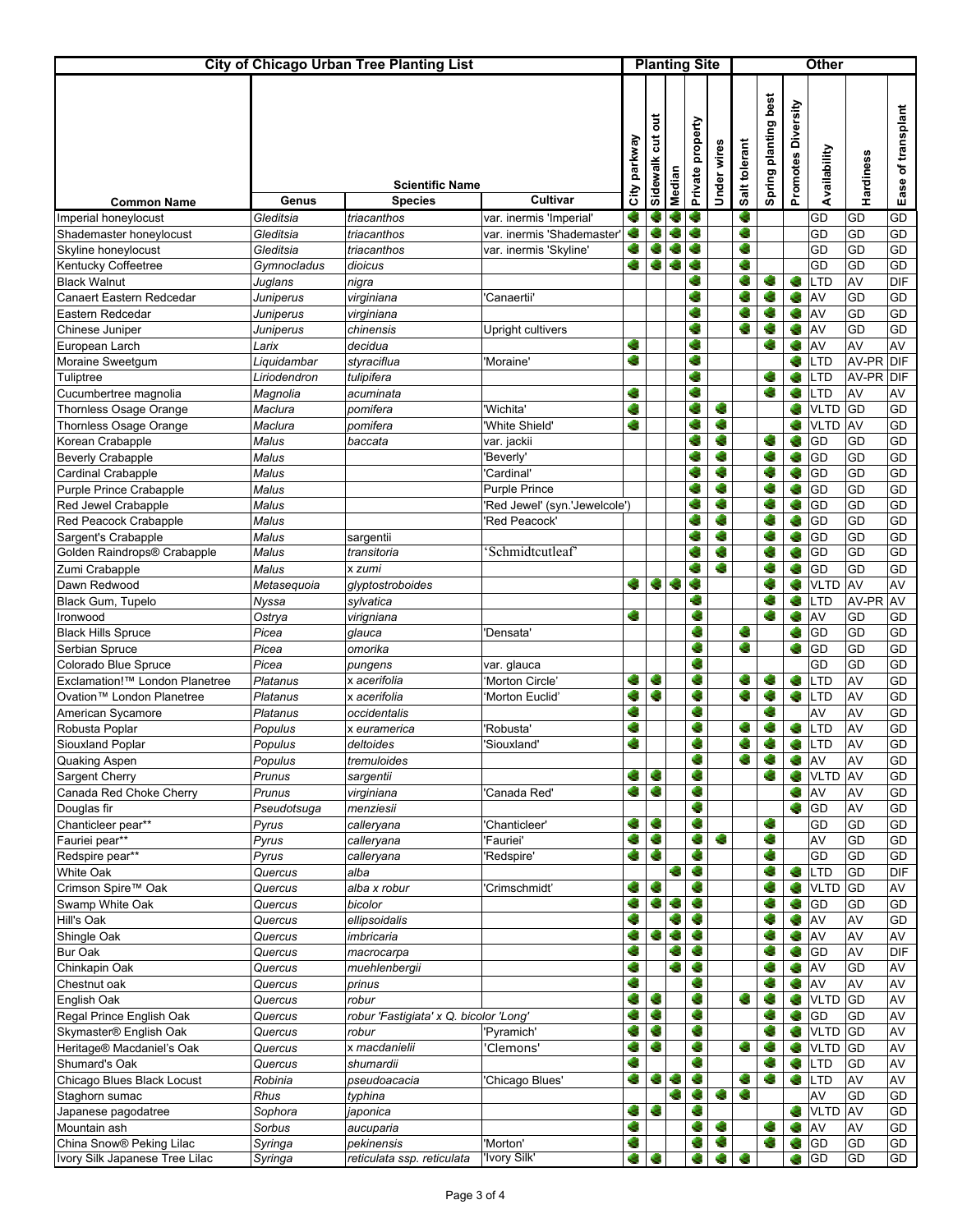| City of Chicago Urban Tree Planting List | | | | Planting Site | | | | | Other | | | | | |
|---|---|---|---|---|---|---|---|---|---|---|---|---|---|---|
| | Scientific Name | | | | | | | | | | | | | |
| Common Name | Genus | Species | Cultivar | City parkway | Sidewalk cut out | Median | Private property | Under wires | Salt tolerant | Spring planting best | Promotes Diversity | Availability | Hardiness | Ease of transplant |
| Imperial honeylocust | Gleditsia | triacanthos | var. inermis 'Imperial' | ● | ● | ● | ● | | ● | | | GD | GD | GD |
| Shademaster honeylocust | Gleditsia | triacanthos | var. inermis 'Shademaster' | ● | ● | ● | ● | | ● | | | GD | GD | GD |
| Skyline honeylocust | Gleditsia | triacanthos | var. inermis 'Skyline' | ● | ● | ● | ● | | ● | | | GD | GD | GD |
| Kentucky Coffeetree | Gymnocladus | dioicus | | ● | ● | ● | ● | | ● | | | GD | GD | GD |
| Black Walnut | Juglans | nigra | | | | | ● | | ● | ● | ● | LTD | AV | DIF |
| Canaert Eastern Redcedar | Juniperus | virginiana | 'Canaertii' | | | | ● | | ● | ● | ● | AV | GD | GD |
| Eastern Redcedar | Juniperus | virginiana | | | | | ● | | ● | ● | ● | AV | GD | GD |
| Chinese Juniper | Juniperus | chinensis | Upright cultivers | | | | ● | | ● | ● | ● | AV | GD | GD |
| European Larch | Larix | decidua | | ● | | | ● | | | ● | ● | AV | AV | AV |
| Moraine Sweetgum | Liquidambar | styraciflua | 'Moraine' | ● | | | ● | | | | ● | LTD | AV-PR | DIF |
| Tuliptree | Liriodendron | tulipifera | | | | | ● | | | ● | ● | LTD | AV-PR | DIF |
| Cucumbertree magnolia | Magnolia | acuminata | | ● | | | ● | | | ● | ● | LTD | AV | AV |
| Thornless Osage Orange | Maclura | pomifera | 'Wichita' | ● | | | ● | ● | | | ● | VLTD | GD | GD |
| Thornless Osage Orange | Maclura | pomifera | 'White Shield' | ● | | | ● | ● | | | ● | VLTD | AV | GD |
| Korean Crabapple | Malus | baccata | var. jackii | | | | ● | ● | | ● | ● | GD | GD | GD |
| Beverly Crabapple | Malus | | 'Beverly' | | | | ● | ● | | ● | ● | GD | GD | GD |
| Cardinal Crabapple | Malus | | 'Cardinal' | | | | ● | ● | | ● | ● | GD | GD | GD |
| Purple Prince Crabapple | Malus | | Purple Prince | | | | ● | ● | | ● | ● | GD | GD | GD |
| Red Jewel Crabapple | Malus | | 'Red Jewel' (syn.'Jewelcole') | | | | ● | ● | | ● | ● | GD | GD | GD |
| Red Peacock Crabapple | Malus | | 'Red Peacock' | | | | ● | ● | | ● | ● | GD | GD | GD |
| Sargent's Crabapple | Malus | sargentii | | | | | ● | ● | | ● | ● | GD | GD | GD |
| Golden Raindrops® Crabapple | Malus | transitoria | ‘Schmidtcutleaf’ | | | | ● | ● | | ● | ● | GD | GD | GD |
| Zumi Crabapple | Malus | x zumi | | | | | ● | ● | | ● | ● | GD | GD | GD |
| Dawn Redwood | Metasequoia | glyptostroboides | | ● | ● | ● | ● | | | ● | ● | VLTD | AV | AV |
| Black Gum, Tupelo | Nyssa | sylvatica | | | | | ● | | | ● | ● | LTD | AV-PR | AV |
| Ironwood | Ostrya | virigniana | | ● | | | ● | | | ● | ● | AV | GD | GD |
| Black Hills Spruce | Picea | glauca | 'Densata' | | | | ● | | ● | | ● | GD | GD | GD |
| Serbian Spruce | Picea | omorika | | | | | ● | | ● | | ● | GD | GD | GD |
| Colorado Blue Spruce | Picea | pungens | var. glauca | | | | ● | | | | | GD | GD | GD |
| Exclamation!™ London Planetree | Platanus | x acerifolia | 'Morton Circle' | ● | ● | | ● | | ● | ● | ● | LTD | AV | GD |
| Ovation™ London Planetree | Platanus | x acerifolia | 'Morton Euclid' | ● | ● | | ● | | ● | ● | ● | LTD | AV | GD |
| American Sycamore | Platanus | occidentalis | | ● | | | ● | | | ● | | AV | AV | GD |
| Robusta Poplar | Populus | x euramerica | 'Robusta' | ● | | | ● | | ● | ● | ● | LTD | AV | GD |
| Siouxland Poplar | Populus | deltoides | 'Siouxland' | ● | | | ● | | ● | ● | ● | LTD | AV | GD |
| Quaking Aspen | Populus | tremuloides | | | | | ● | | ● | ● | ● | AV | AV | GD |
| Sargent Cherry | Prunus | sargentii | | ● | ● | | ● | | | ● | ● | VLTD | AV | GD |
| Canada Red Choke Cherry | Prunus | virginiana | 'Canada Red' | ● | ● | | ● | | | | ● | AV | AV | GD |
| Douglas fir | Pseudotsuga | menziesii | | | | | ● | | | | ● | GD | AV | GD |
| Chanticleer pear** | Pyrus | calleryana | 'Chanticleer' | ● | ● | | ● | | | ● | | GD | GD | GD |
| Fauriei pear** | Pyrus | calleryana | 'Fauriei' | ● | ● | | ● | ● | | ● | | AV | GD | GD |
| Redspire pear** | Pyrus | calleryana | 'Redspire' | ● | ● | | ● | | | ● | | GD | GD | GD |
| White Oak | Quercus | alba | | | | ● | ● | | | ● | ● | LTD | GD | DIF |
| Crimson Spire™ Oak | Quercus | alba x robur | 'Crimschmidt' | ● | ● | | ● | | | ● | ● | VLTD | GD | AV |
| Swamp White Oak | Quercus | bicolor | | ● | ● | ● | ● | | | ● | ● | GD | GD | GD |
| Hill's Oak | Quercus | ellipsoidalis | | ● | | ● | ● | | | ● | ● | AV | AV | GD |
| Shingle Oak | Quercus | imbricaria | | ● | ● | ● | ● | | | ● | ● | AV | AV | AV |
| Bur Oak | Quercus | macrocarpa | | ● | | ● | ● | | | ● | ● | GD | AV | DIF |
| Chinkapin Oak | Quercus | muehlenbergii | | ● | | ● | ● | | | ● | ● | AV | GD | AV |
| Chestnut oak | Quercus | prinus | | ● | | | ● | | | ● | ● | AV | AV | AV |
| English Oak | Quercus | robur | | ● | ● | | ● | | ● | ● | ● | VLTD | GD | AV |
| Regal Prince English Oak | Quercus | robur 'Fastigiata' x Q. bicolor 'Long' | | ● | ● | | ● | | | ● | ● | GD | GD | AV |
| Skymaster® English Oak | Quercus | robur | 'Pyramich' | ● | ● | | ● | | | ● | ● | VLTD | GD | AV |
| Heritage® Macdaniel's Oak | Quercus | x macdanielii | 'Clemons' | ● | ● | | ● | | ● | ● | ● | VLTD | GD | AV |
| Shumard's Oak | Quercus | shumardii | | ● | | | ● | | | ● | ● | LTD | GD | AV |
| Chicago Blues Black Locust | Robinia | pseudoacacia | 'Chicago Blues' | ● | ● | ● | ● | | ● | ● | ● | LTD | AV | AV |
| Staghorn sumac | Rhus | typhina | | | | ● | ● | ● | ● | | | AV | GD | GD |
| Japanese pagodatree | Sophora | japonica | | ● | ● | | ● | | | | ● | VLTD | AV | GD |
| Mountain ash | Sorbus | aucuparia | | ● | | | ● | ● | | ● | ● | AV | AV | GD |
| China Snow® Peking Lilac | Syringa | pekinensis | 'Morton' | ● | | | ● | ● | | ● | ● | GD | GD | GD |
| Ivory Silk Japanese Tree Lilac | Syringa | reticulata ssp. reticulata | 'Ivory Silk' | ● | ● | | ● | ● | ● | | ● | GD | GD | GD |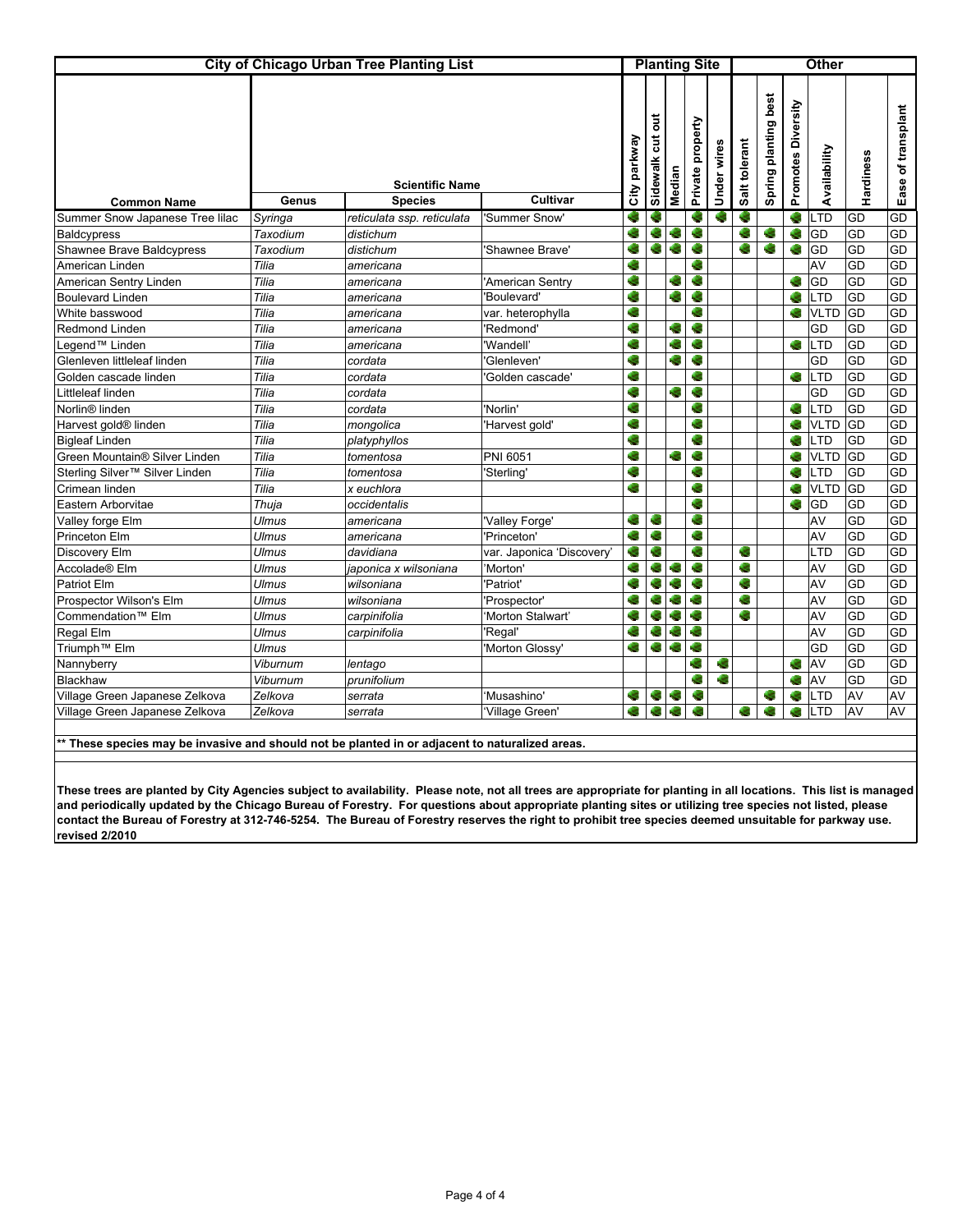| City of Chicago Urban Tree Planting List | | | | Planting Site | | | | | Other | | | | | |
|---|---|---|---|---|---|---|---|---|---|---|---|---|---|---|
| | | Scientific Name | | | | | | | | | | | | |
| Common Name | Genus | Species | Cultivar | City parkway | Sidewalk cut out | Median | Private property | Under wires | Salt tolerant | Spring planting best | Promotes Diversity | Availability | Hardiness | Ease of transplant |
| Summer Snow Japanese Tree lilac | *Syringa* | *reticulata ssp. reticulata* | 'Summer Snow' | ● | ● | | ● | ● | ● | | ● | LTD | GD | GD |
| Baldcypress | *Taxodium* | *distichum* | | ● | ● | ● | ● | | ● | ● | ● | GD | GD | GD |
| Shawnee Brave Baldcypress | *Taxodium* | *distichum* | 'Shawnee Brave' | ● | ● | ● | ● | | ● | ● | ● | GD | GD | GD |
| American Linden | *Tilia* | *americana* | | ● | | | ● | | | | | AV | GD | GD |
| American Sentry Linden | *Tilia* | *americana* | 'American Sentry | ● | | ● | ● | | | | ● | GD | GD | GD |
| Boulevard Linden | *Tilia* | *americana* | 'Boulevard' | ● | | ● | ● | | | | ● | LTD | GD | GD |
| White basswood | *Tilia* | *americana* | var. heterophylla | ● | | | ● | | | | ● | VLTD | GD | GD |
| Redmond Linden | *Tilia* | *americana* | 'Redmond' | ● | | ● | ● | | | | | GD | GD | GD |
| Legend™ Linden | *Tilia* | *americana* | 'Wandell' | ● | | ● | ● | | | | ● | LTD | GD | GD |
| Glenleven littleleaf linden | *Tilia* | *cordata* | 'Glenleven' | ● | | ● | ● | | | | | GD | GD | GD |
| Golden cascade linden | *Tilia* | *cordata* | 'Golden cascade' | ● | | | ● | | | | ● | LTD | GD | GD |
| Littleleaf linden | *Tilia* | *cordata* | | ● | | ● | ● | | | | | GD | GD | GD |
| Norlin® linden | *Tilia* | *cordata* | 'Norlin' | ● | | | ● | | | | ● | LTD | GD | GD |
| Harvest gold® linden | *Tilia* | *mongolica* | 'Harvest gold' | ● | | | ● | | | | ● | VLTD | GD | GD |
| Bigleaf Linden | *Tilia* | *platyphyllos* | | ● | | | ● | | | | ● | LTD | GD | GD |
| Green Mountain® Silver Linden | *Tilia* | *tomentosa* | PNI 6051 | ● | | ● | ● | | | | ● | VLTD | GD | GD |
| Sterling Silver™ Silver Linden | *Tilia* | *tomentosa* | 'Sterling' | ● | | | ● | | | | ● | LTD | GD | GD |
| Crimean linden | *Tilia* | *x euchlora* | | ● | | | ● | | | | ● | VLTD | GD | GD |
| Eastern Arborvitae | *Thuja* | *occidentalis* | | | | | ● | | | | ● | GD | GD | GD |
| Valley forge Elm | *Ulmus* | *americana* | 'Valley Forge' | ● | ● | | ● | | | | | AV | GD | GD |
| Princeton Elm | *Ulmus* | *americana* | 'Princeton' | ● | ● | | ● | | | | | AV | GD | GD |
| Discovery Elm | *Ulmus* | *davidiana* | var. Japonica 'Discovery' | ● | ● | | ● | | ● | | | LTD | GD | GD |
| Accolade® Elm | *Ulmus* | *japonica x wilsoniana* | 'Morton' | ● | ● | ● | ● | | ● | | | AV | GD | GD |
| Patriot Elm | *Ulmus* | *wilsoniana* | 'Patriot' | ● | ● | ● | ● | | ● | | | AV | GD | GD |
| Prospector Wilson's Elm | *Ulmus* | *wilsoniana* | 'Prospector' | ● | ● | ● | ● | | ● | | | AV | GD | GD |
| Commendation™ Elm | *Ulmus* | *carpinifolia* | 'Morton Stalwart' | ● | ● | ● | ● | | ● | | | AV | GD | GD |
| Regal Elm | *Ulmus* | *carpinifolia* | 'Regal' | ● | ● | ● | ● | | | | | AV | GD | GD |
| Triumph™ Elm | *Ulmus* | | 'Morton Glossy' | ● | ● | ● | ● | | | | | GD | GD | GD |
| Nannyberry | *Viburnum* | *lentago* | | | | | ● | ● | | | ● | AV | GD | GD |
| Blackhaw | *Viburnum* | *prunifolium* | | | | | ● | ● | | | ● | AV | GD | GD |
| Village Green Japanese Zelkova | *Zelkova* | *serrata* | 'Musashino' | ● | ● | ● | ● | | | ● | ● | LTD | AV | AV |
| Village Green Japanese Zelkova | *Zelkova* | *serrata* | 'Village Green' | ● | ● | ● | ● | | ● | ● | ● | LTD | AV | AV |

**** These species may be invasive and should not be planted in or adjacent to naturalized areas.**

**These trees are planted by City Agencies subject to availability. Please note, not all trees are appropriate for planting in all locations. This list is managed and periodically updated by the Chicago Bureau of Forestry. For questions about appropriate planting sites or utilizing tree species not listed, please contact the Bureau of Forestry at 312-746-5254. The Bureau of Forestry reserves the right to prohibit tree species deemed unsuitable for parkway use. revised 2/2010**